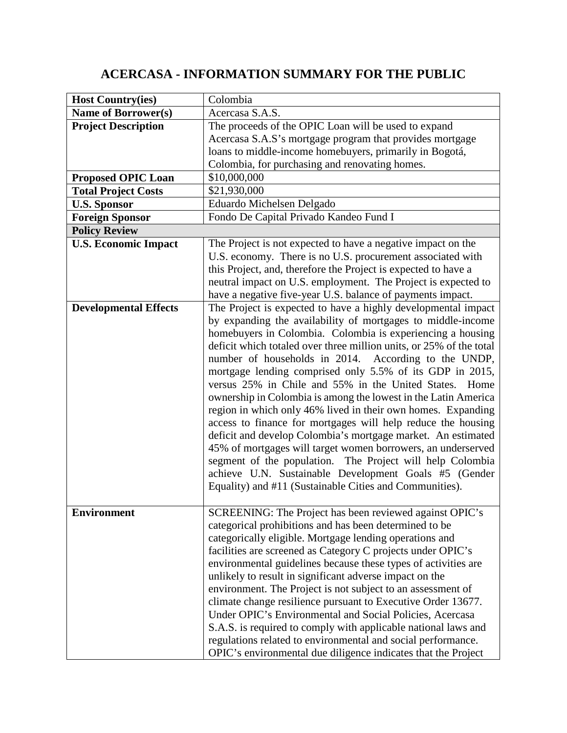# ACERCASA - INFORMATION SUMMARY FOR THE PUBLIC

| | |
|---|---|
| **Host Country(ies)** | Colombia |
| **Name of Borrower(s)** | Acercasa S.A.S. |
| **Project Description** | The proceeds of the OPIC Loan will be used to expand Acercasa S.A.S's mortgage program that provides mortgage loans to middle-income homebuyers, primarily in Bogotá, Colombia, for purchasing and renovating homes. |
| **Proposed OPIC Loan** | $10,000,000 |
| **Total Project Costs** | $21,930,000 |
| **U.S. Sponsor** | Eduardo Michelsen Delgado |
| **Foreign Sponsor** | Fondo De Capital Privado Kandeo Fund I |
| **Policy Review** | |
| **U.S. Economic Impact** | The Project is not expected to have a negative impact on the U.S. economy. There is no U.S. procurement associated with this Project, and, therefore the Project is expected to have a neutral impact on U.S. employment. The Project is expected to have a negative five-year U.S. balance of payments impact. |
| **Developmental Effects** | The Project is expected to have a highly developmental impact by expanding the availability of mortgages to middle-income homebuyers in Colombia. Colombia is experiencing a housing deficit which totaled over three million units, or 25% of the total number of households in 2014. According to the UNDP, mortgage lending comprised only 5.5% of its GDP in 2015, versus 25% in Chile and 55% in the United States. Home ownership in Colombia is among the lowest in the Latin America region in which only 46% lived in their own homes. Expanding access to finance for mortgages will help reduce the housing deficit and develop Colombia's mortgage market. An estimated 45% of mortgages will target women borrowers, an underserved segment of the population. The Project will help Colombia achieve U.N. Sustainable Development Goals #5 (Gender Equality) and #11 (Sustainable Cities and Communities). |
| **Environment** | SCREENING: The Project has been reviewed against OPIC's categorical prohibitions and has been determined to be categorically eligible. Mortgage lending operations and facilities are screened as Category C projects under OPIC's environmental guidelines because these types of activities are unlikely to result in significant adverse impact on the environment. The Project is not subject to an assessment of climate change resilience pursuant to Executive Order 13677. Under OPIC's Environmental and Social Policies, Acercasa S.A.S. is required to comply with applicable national laws and regulations related to environmental and social performance. OPIC's environmental due diligence indicates that the Project |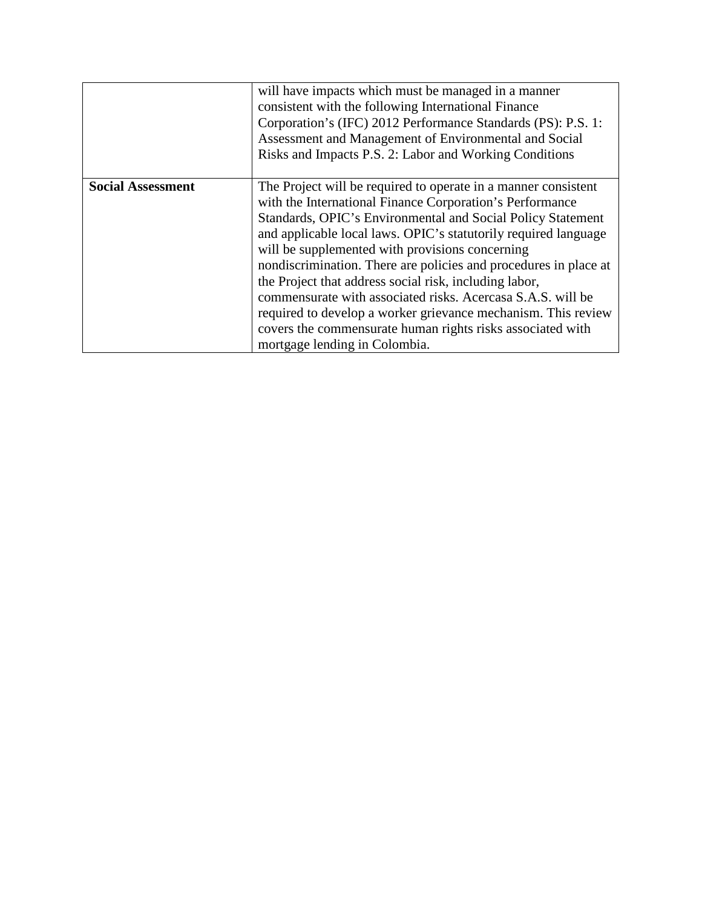| | |
|---|---|
| | will have impacts which must be managed in a manner consistent with the following International Finance Corporation's (IFC) 2012 Performance Standards (PS): P.S. 1: Assessment and Management of Environmental and Social Risks and Impacts P.S. 2: Labor and Working Conditions |
| **Social Assessment** | The Project will be required to operate in a manner consistent with the International Finance Corporation's Performance Standards, OPIC's Environmental and Social Policy Statement and applicable local laws. OPIC's statutorily required language will be supplemented with provisions concerning nondiscrimination. There are policies and procedures in place at the Project that address social risk, including labor, commensurate with associated risks. Acercasa S.A.S. will be required to develop a worker grievance mechanism. This review covers the commensurate human rights risks associated with mortgage lending in Colombia. |